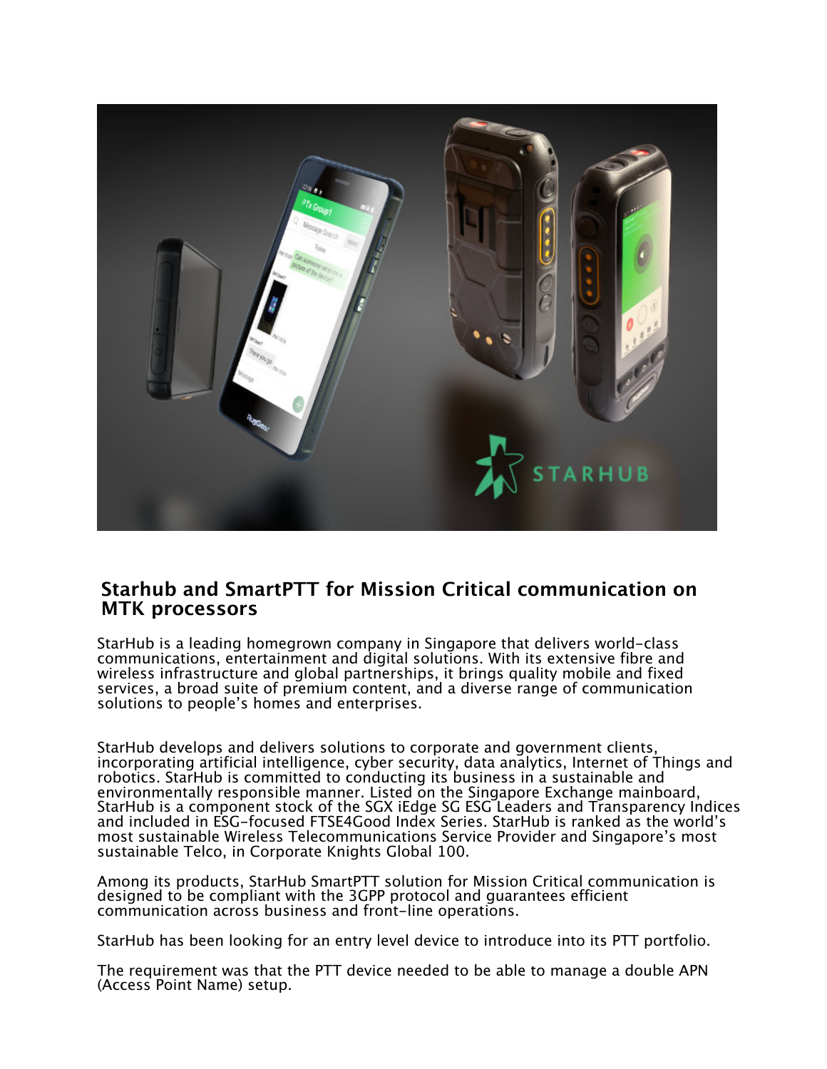## Starhub and SmartPTT for Mission Critical communication on MTK processors

StarHub is a leading homegrown company in Singapore that delivers world-class communications, entertainment and digital solutions. With its extensive fibre and wireless infrastructure and global partnerships, it brings quality mobile and fixed services, a broad suite of premium content, and a diverse range of communication solutions to people's homes and enterprises.

StarHub develops and delivers solutions to corporate and government clients, incorporating artificial intelligence, cyber security, data analytics, Internet of Things and robotics. StarHub is committed to conducting its business in a sustainable and environmentally responsible manner. Listed on the Singapore Exchange mainboard, StarHub is a component stock of the SGX iEdge SG ESG Leaders and Transparency Indices and included in ESG-focused FTSE4Good Index Series. StarHub is ranked as the world's most sustainable Wireless Telecommunications Service Provider and Singapore's most sustainable Telco, in Corporate Knights Global 100.

Among its products, StarHub SmartPTT solution for Mission Critical communication is designed to be compliant with the 3GPP protocol and guarantees efficient communication across business and front-line operations.

StarHub has been looking for an entry level device to introduce into its PTT portfolio.

The requirement was that the PTT device needed to be able to manage a double APN (Access Point Name) setup.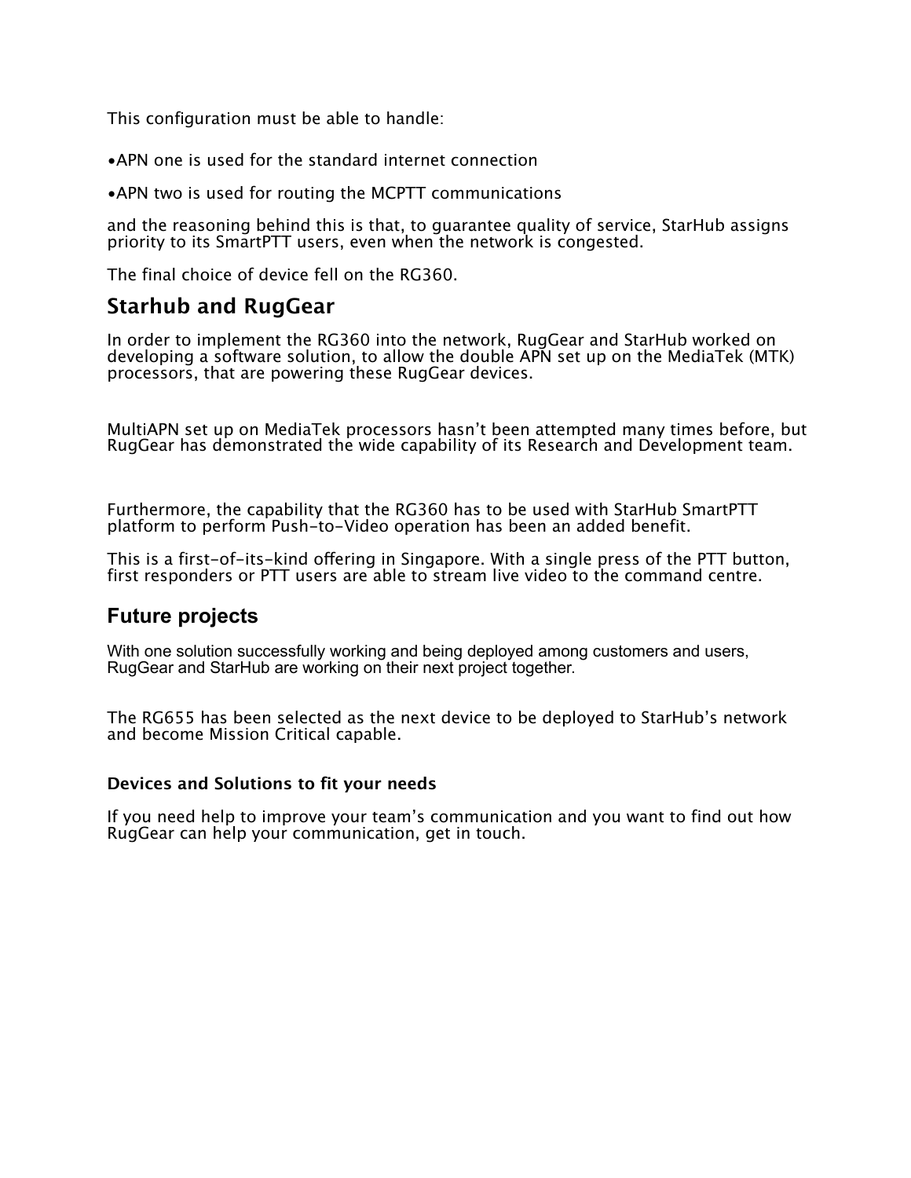This configuration must be able to handle:

- APN one is used for the standard internet connection
- APN two is used for routing the MCPTT communications

and the reasoning behind this is that, to guarantee quality of service, StarHub assigns priority to its SmartPTT users, even when the network is congested.

The final choice of device fell on the RG360.

## Starhub and RugGear

In order to implement the RG360 into the network, RugGear and StarHub worked on developing a software solution, to allow the double APN set up on the MediaTek (MTK) processors, that are powering these RugGear devices.

MultiAPN set up on MediaTek processors hasn't been attempted many times before, but RugGear has demonstrated the wide capability of its Research and Development team.

Furthermore, the capability that the RG360 has to be used with StarHub SmartPTT platform to perform Push-to-Video operation has been an added benefit.

This is a first-of-its-kind offering in Singapore. With a single press of the PTT button, first responders or PTT users are able to stream live video to the command centre.

## Future projects

With one solution successfully working and being deployed among customers and users, RugGear and StarHub are working on their next project together.

The RG655 has been selected as the next device to be deployed to StarHub's network and become Mission Critical capable.

### Devices and Solutions to fit your needs

If you need help to improve your team's communication and you want to find out how RugGear can help your communication, get in touch.